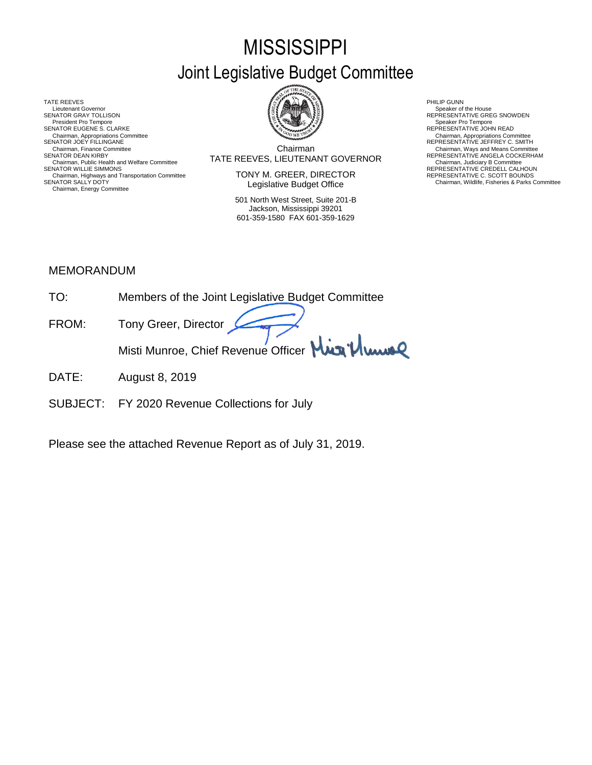# MISSISSIPPI

## Joint Legislative Budget Committee

TATE REEVES
Lieutenant Governor
SENATOR GRAY TOLLISON
President Pro Tempore
SENATOR EUGENE S. CLARKE
Chairman, Appropriations Committee
SENATOR JOEY FILLINGANE
Chairman, Finance Committee
SENATOR DEAN KIRBY
Chairman, Public Health and Welfare Committee
SENATOR WILLIE SIMMONS
Chairman, Highways and Transportation Committee
SENATOR SALLY DOTY
Chairman, Energy Committee

Chairman
TATE REEVES, LIEUTENANT GOVERNOR

TONY M. GREER, DIRECTOR
Legislative Budget Office

501 North West Street, Suite 201-B
Jackson, Mississippi 39201
601-359-1580 FAX 601-359-1629

PHILIP GUNN
Speaker of the House
REPRESENTATIVE GREG SNOWDEN
Speaker Pro Tempore
REPRESENTATIVE JOHN READ
Chairman, Appropriations Committee
REPRESENTATIVE JEFFREY C. SMITH
Chairman, Ways and Means Committee
REPRESENTATIVE ANGELA COCKERHAM
Chairman, Judiciary B Committee
REPRESENTATIVE CREDELL CALHOUN
REPRESENTATIVE C. SCOTT BOUNDS
Chairman, Wildlife, Fisheries & Parks Committee

MEMORANDUM

TO: Members of the Joint Legislative Budget Committee

FROM: Tony Greer, Director

Misti Munroe, Chief Revenue Officer

DATE: August 8, 2019

SUBJECT: FY 2020 Revenue Collections for July

Please see the attached Revenue Report as of July 31, 2019.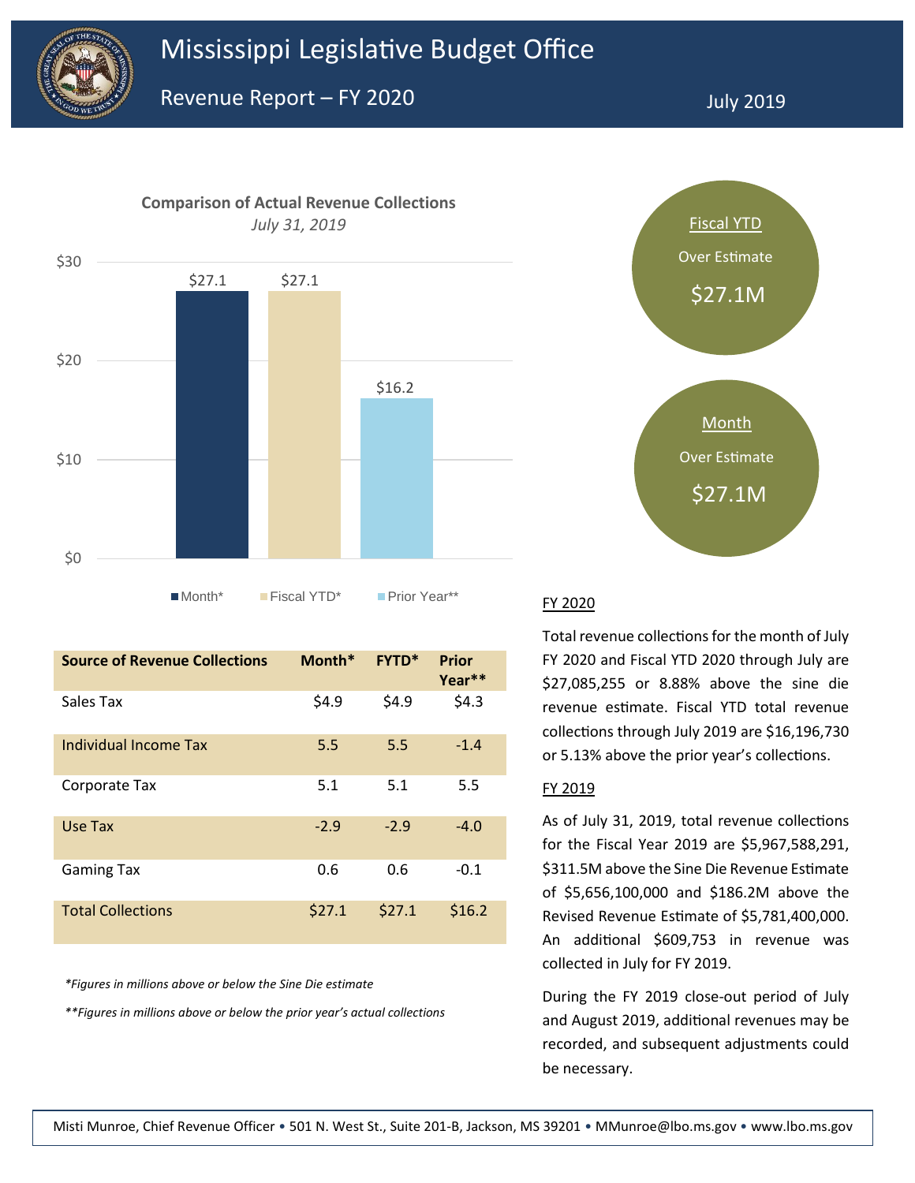# Mississippi Legislative Budget Office

## Revenue Report – FY 2020

July 2019

**Comparison of Actual Revenue Collections**
*July 31, 2019*

$30
$20
$10
$0

$27.1
$27.1
$16.2

Month* Fiscal YTD* Prior Year**

Fiscal YTD
Over Estimate
$27.1M

Month
Over Estimate
$27.1M

| Source of Revenue Collections | Month* | FYTD* | Prior Year** |
|---|---|---|---|
| Sales Tax | $4.9 | $4.9 | $4.3 |
| Individual Income Tax | 5.5 | 5.5 | -1.4 |
| Corporate Tax | 5.1 | 5.1 | 5.5 |
| Use Tax | -2.9 | -2.9 | -4.0 |
| Gaming Tax | 0.6 | 0.6 | -0.1 |
| Total Collections | $27.1 | $27.1 | $16.2 |

*\*Figures in millions above or below the Sine Die estimate*

*\*\*Figures in millions above or below the prior year's actual collections*

### FY 2020

Total revenue collections for the month of July FY 2020 and Fiscal YTD 2020 through July are $27,085,255 or 8.88% above the sine die revenue estimate. Fiscal YTD total revenue collections through July 2019 are $16,196,730 or 5.13% above the prior year's collections.

### FY 2019

As of July 31, 2019, total revenue collections for the Fiscal Year 2019 are $5,967,588,291, $311.5M above the Sine Die Revenue Estimate of $5,656,100,000 and $186.2M above the Revised Revenue Estimate of $5,781,400,000. An additional $609,753 in revenue was collected in July for FY 2019.

During the FY 2019 close-out period of July and August 2019, additional revenues may be recorded, and subsequent adjustments could be necessary.

Misti Munroe, Chief Revenue Officer • 501 N. West St., Suite 201-B, Jackson, MS 39201 • MMunroe@lbo.ms.gov • www.lbo.ms.gov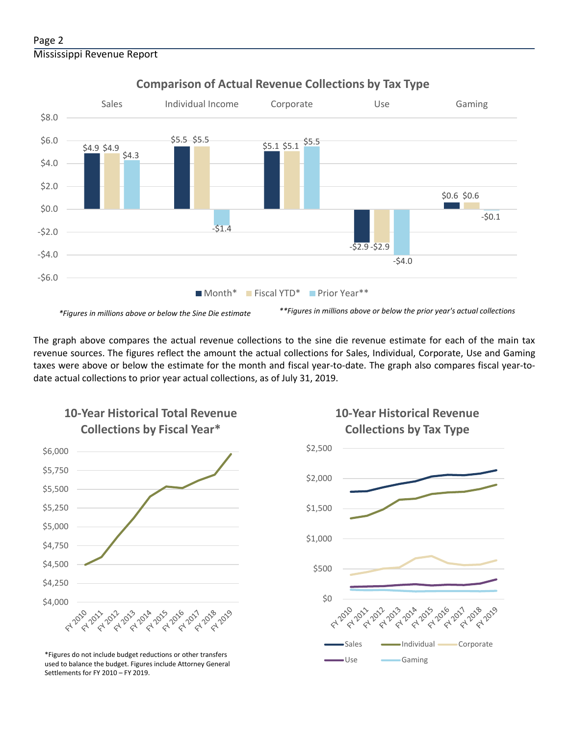## Comparison of Actual Revenue Collections by Tax Type

Sales | Individual Income | Corporate | Use | Gaming

$8.0
$6.0
$4.0
$2.0
$0.0
-$2.0
-$4.0
-$6.0

$4.9 $4.9 $4.3
$5.5 $5.5 -$1.4
$5.1 $5.1 $5.5
-$2.9 -$2.9 -$4.0
$0.6 $0.6 -$0.1

Month* | Fiscal YTD* | Prior Year**

*\*Figures in millions above or below the Sine Die estimate*

*\*\*Figures in millions above or below the prior year's actual collections*

The graph above compares the actual revenue collections to the sine die revenue estimate for each of the main tax revenue sources. The figures reflect the amount the actual collections for Sales, Individual, Corporate, Use and Gaming taxes were above or below the estimate for the month and fiscal year-to-date. The graph also compares fiscal year-to-date actual collections to prior year actual collections, as of July 31, 2019.

## 10-Year Historical Total Revenue Collections by Fiscal Year*

$6,000
$5,750
$5,500
$5,250
$5,000
$4,750
$4,500
$4,250
$4,000

FY 2010 FY 2011 FY 2012 FY 2013 FY 2014 FY 2015 FY 2016 FY 2017 FY 2018 FY 2019

*Figures do not include budget reductions or other transfers used to balance the budget. Figures include Attorney General Settlements for FY 2010 – FY 2019.

## 10-Year Historical Revenue Collections by Tax Type

$2,500
$2,000
$1,500
$1,000
$500
$0

FY 2010 FY 2011 FY 2012 FY 2013 FY 2014 FY 2015 FY 2016 FY 2017 FY 2018 FY 2019

Sales | Individual | Corporate | Use | Gaming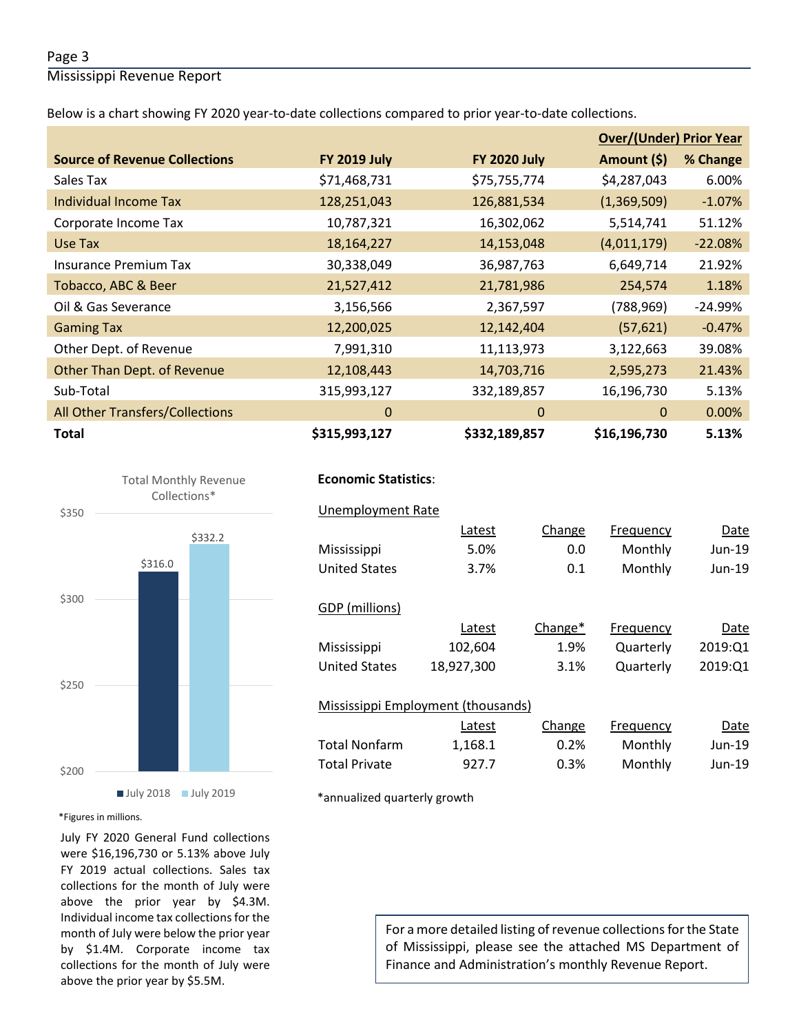Below is a chart showing FY 2020 year-to-date collections compared to prior year-to-date collections.

| | | | Over/(Under) Prior Year | |
|---|---|---|---|---|
| **Source of Revenue Collections** | **FY 2019 July** | **FY 2020 July** | **Amount ($)** | **% Change** |
| Sales Tax | $71,468,731 | $75,755,774 | $4,287,043 | 6.00% |
| Individual Income Tax | 128,251,043 | 126,881,534 | (1,369,509) | -1.07% |
| Corporate Income Tax | 10,787,321 | 16,302,062 | 5,514,741 | 51.12% |
| Use Tax | 18,164,227 | 14,153,048 | (4,011,179) | -22.08% |
| Insurance Premium Tax | 30,338,049 | 36,987,763 | 6,649,714 | 21.92% |
| Tobacco, ABC & Beer | 21,527,412 | 21,781,986 | 254,574 | 1.18% |
| Oil & Gas Severance | 3,156,566 | 2,367,597 | (788,969) | -24.99% |
| Gaming Tax | 12,200,025 | 12,142,404 | (57,621) | -0.47% |
| Other Dept. of Revenue | 7,991,310 | 11,113,973 | 3,122,663 | 39.08% |
| Other Than Dept. of Revenue | 12,108,443 | 14,703,716 | 2,595,273 | 21.43% |
| Sub-Total | 315,993,127 | 332,189,857 | 16,196,730 | 5.13% |
| All Other Transfers/Collections | 0 | 0 | 0 | 0.00% |
| **Total** | **$315,993,127** | **$332,189,857** | **$16,196,730** | **5.13%** |

Total Monthly Revenue Collections*

$350
$332.2
$316.0
$300
$250
$200

July 2018 July 2019

*Figures in millions.

July FY 2020 General Fund collections were $16,196,730 or 5.13% above July FY 2019 actual collections. Sales tax collections for the month of July were above the prior year by $4.3M. Individual income tax collections for the month of July were below the prior year by $1.4M. Corporate income tax collections for the month of July were above the prior year by $5.5M.

**Economic Statistics**:

Unemployment Rate

| | Latest | Change | Frequency | Date |
|---|---|---|---|---|
| Mississippi | 5.0% | 0.0 | Monthly | Jun-19 |
| United States | 3.7% | 0.1 | Monthly | Jun-19 |

GDP (millions)

| | Latest | Change* | Frequency | Date |
|---|---|---|---|---|
| Mississippi | 102,604 | 1.9% | Quarterly | 2019:Q1 |
| United States | 18,927,300 | 3.1% | Quarterly | 2019:Q1 |

Mississippi Employment (thousands)

| | Latest | Change | Frequency | Date |
|---|---|---|---|---|
| Total Nonfarm | 1,168.1 | 0.2% | Monthly | Jun-19 |
| Total Private | 927.7 | 0.3% | Monthly | Jun-19 |

*annualized quarterly growth

For a more detailed listing of revenue collections for the State of Mississippi, please see the attached MS Department of Finance and Administration's monthly Revenue Report.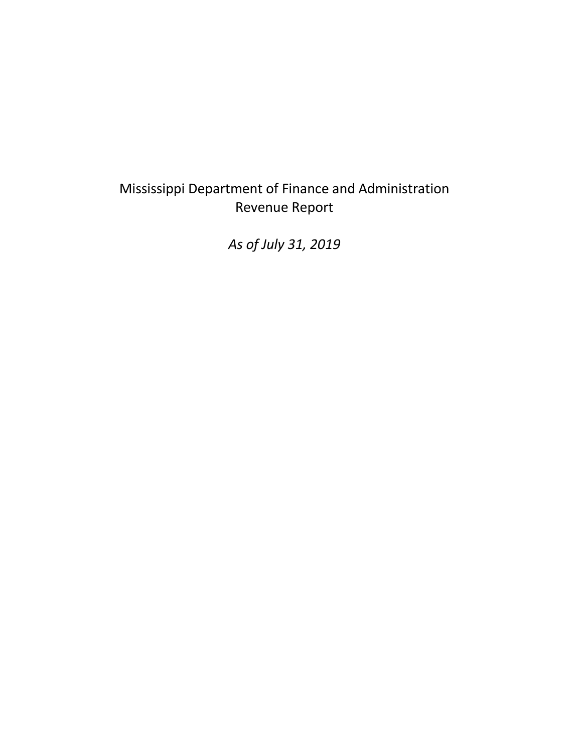Mississippi Department of Finance and Administration
Revenue Report

*As of July 31, 2019*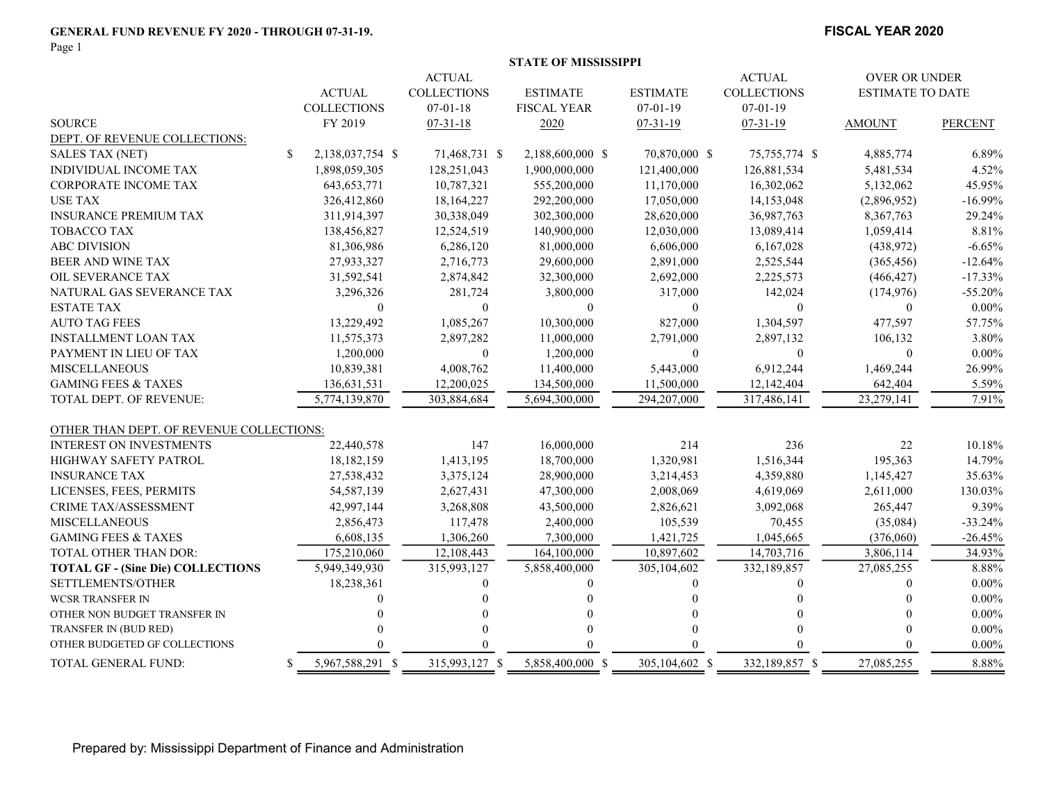**GENERAL FUND REVENUE FY 2020 - THROUGH 07-31-19.**

**FISCAL YEAR 2020**

**STATE OF MISSISSIPPI**

| SOURCE | ACTUAL COLLECTIONS FY 2019 | ACTUAL COLLECTIONS 07-01-18 07-31-18 | ESTIMATE FISCAL YEAR 2020 | ESTIMATE 07-01-19 07-31-19 | ACTUAL COLLECTIONS 07-01-19 07-31-19 | OVER OR UNDER ESTIMATE TO DATE AMOUNT | OVER OR UNDER ESTIMATE TO DATE PERCENT |
|---|---|---|---|---|---|---|---|
| DEPT. OF REVENUE COLLECTIONS: | | | | | | | |
| SALES TAX (NET) | $ 2,138,037,754 | $ 71,468,731 | $ 2,188,600,000 | $ 70,870,000 | $ 75,755,774 | $ 4,885,774 | 6.89% |
| INDIVIDUAL INCOME TAX | 1,898,059,305 | 128,251,043 | 1,900,000,000 | 121,400,000 | 126,881,534 | 5,481,534 | 4.52% |
| CORPORATE INCOME TAX | 643,653,771 | 10,787,321 | 555,200,000 | 11,170,000 | 16,302,062 | 5,132,062 | 45.95% |
| USE TAX | 326,412,860 | 18,164,227 | 292,200,000 | 17,050,000 | 14,153,048 | (2,896,952) | -16.99% |
| INSURANCE PREMIUM TAX | 311,914,397 | 30,338,049 | 302,300,000 | 28,620,000 | 36,987,763 | 8,367,763 | 29.24% |
| TOBACCO TAX | 138,456,827 | 12,524,519 | 140,900,000 | 12,030,000 | 13,089,414 | 1,059,414 | 8.81% |
| ABC DIVISION | 81,306,986 | 6,286,120 | 81,000,000 | 6,606,000 | 6,167,028 | (438,972) | -6.65% |
| BEER AND WINE TAX | 27,933,327 | 2,716,773 | 29,600,000 | 2,891,000 | 2,525,544 | (365,456) | -12.64% |
| OIL SEVERANCE TAX | 31,592,541 | 2,874,842 | 32,300,000 | 2,692,000 | 2,225,573 | (466,427) | -17.33% |
| NATURAL GAS SEVERANCE TAX | 3,296,326 | 281,724 | 3,800,000 | 317,000 | 142,024 | (174,976) | -55.20% |
| ESTATE TAX | 0 | 0 | 0 | 0 | 0 | 0 | 0.00% |
| AUTO TAG FEES | 13,229,492 | 1,085,267 | 10,300,000 | 827,000 | 1,304,597 | 477,597 | 57.75% |
| INSTALLMENT LOAN TAX | 11,575,373 | 2,897,282 | 11,000,000 | 2,791,000 | 2,897,132 | 106,132 | 3.80% |
| PAYMENT IN LIEU OF TAX | 1,200,000 | 0 | 1,200,000 | 0 | 0 | 0 | 0.00% |
| MISCELLANEOUS | 10,839,381 | 4,008,762 | 11,400,000 | 5,443,000 | 6,912,244 | 1,469,244 | 26.99% |
| GAMING FEES & TAXES | 136,631,531 | 12,200,025 | 134,500,000 | 11,500,000 | 12,142,404 | 642,404 | 5.59% |
| TOTAL DEPT. OF REVENUE: | 5,774,139,870 | 303,884,684 | 5,694,300,000 | 294,207,000 | 317,486,141 | 23,279,141 | 7.91% |
| OTHER THAN DEPT. OF REVENUE COLLECTIONS: | | | | | | | |
| INTEREST ON INVESTMENTS | 22,440,578 | 147 | 16,000,000 | 214 | 236 | 22 | 10.18% |
| HIGHWAY SAFETY PATROL | 18,182,159 | 1,413,195 | 18,700,000 | 1,320,981 | 1,516,344 | 195,363 | 14.79% |
| INSURANCE TAX | 27,538,432 | 3,375,124 | 28,900,000 | 3,214,453 | 4,359,880 | 1,145,427 | 35.63% |
| LICENSES, FEES, PERMITS | 54,587,139 | 2,627,431 | 47,300,000 | 2,008,069 | 4,619,069 | 2,611,000 | 130.03% |
| CRIME TAX/ASSESSMENT | 42,997,144 | 3,268,808 | 43,500,000 | 2,826,621 | 3,092,068 | 265,447 | 9.39% |
| MISCELLANEOUS | 2,856,473 | 117,478 | 2,400,000 | 105,539 | 70,455 | (35,084) | -33.24% |
| GAMING FEES & TAXES | 6,608,135 | 1,306,260 | 7,300,000 | 1,421,725 | 1,045,665 | (376,060) | -26.45% |
| TOTAL OTHER THAN DOR: | 175,210,060 | 12,108,443 | 164,100,000 | 10,897,602 | 14,703,716 | 3,806,114 | 34.93% |
| **TOTAL GF - (Sine Die) COLLECTIONS** | 5,949,349,930 | 315,993,127 | 5,858,400,000 | 305,104,602 | 332,189,857 | 27,085,255 | 8.88% |
| SETTLEMENTS/OTHER | 18,238,361 | 0 | 0 | 0 | 0 | 0 | 0.00% |
| WCSR TRANSFER IN | 0 | 0 | 0 | 0 | 0 | 0 | 0.00% |
| OTHER NON BUDGET TRANSFER IN | 0 | 0 | 0 | 0 | 0 | 0 | 0.00% |
| TRANSFER IN (BUD RED) | 0 | 0 | 0 | 0 | 0 | 0 | 0.00% |
| OTHER BUDGETED GF COLLECTIONS | 0 | 0 | 0 | 0 | 0 | 0 | 0.00% |
| TOTAL GENERAL FUND: | $ 5,967,588,291 | $ 315,993,127 | $ 5,858,400,000 | $ 305,104,602 | $ 332,189,857 | $ 27,085,255 | 8.88% |

Prepared by: Mississippi Department of Finance and Administration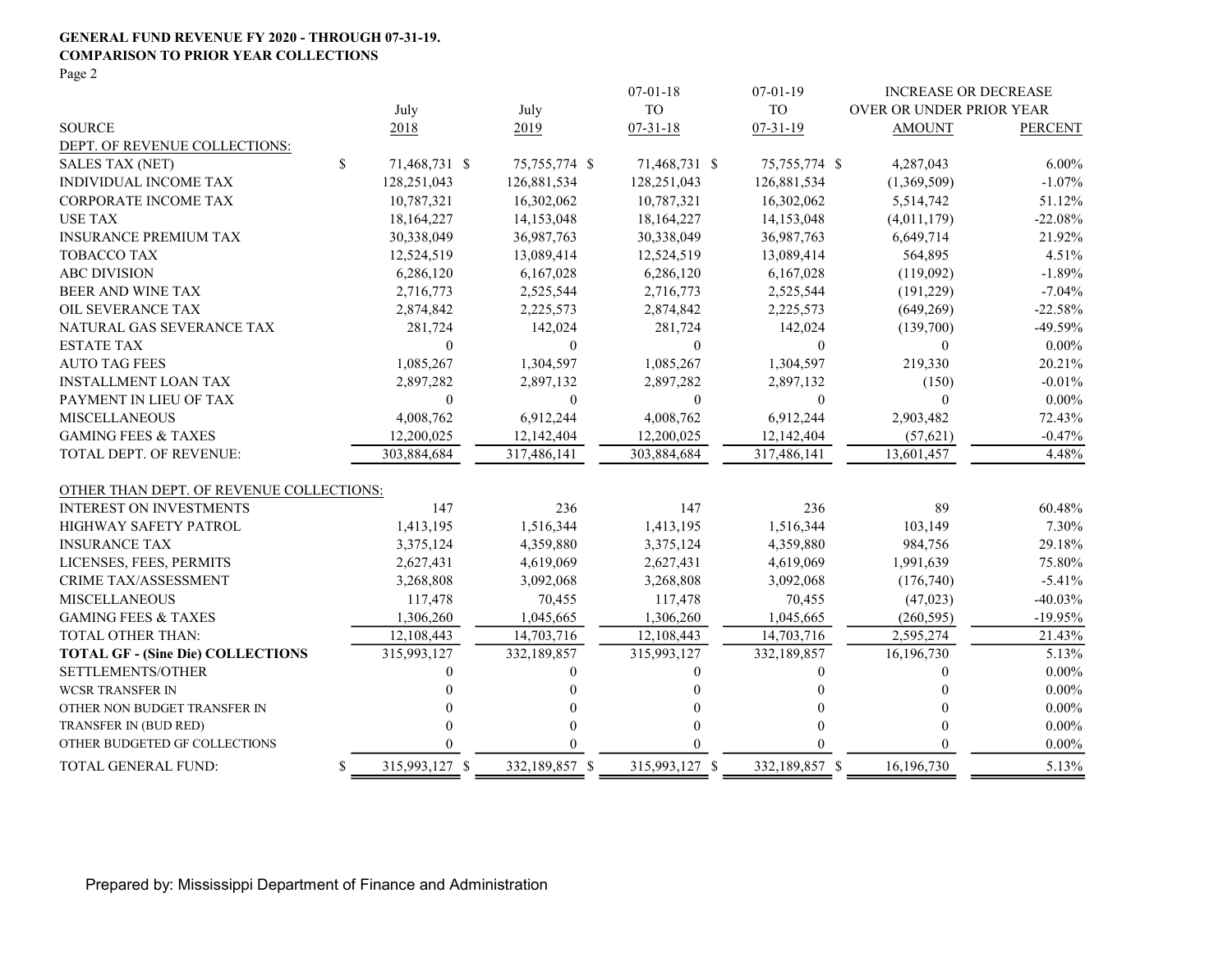**GENERAL FUND REVENUE FY 2020 - THROUGH 07-31-19.**
**COMPARISON TO PRIOR YEAR COLLECTIONS**
Page 2

| SOURCE | July 2018 | July 2019 | 07-01-18 TO 07-31-18 | 07-01-19 TO 07-31-19 | INCREASE OR DECREASE OVER OR UNDER PRIOR YEAR AMOUNT | PERCENT |
|---|---|---|---|---|---|---|
| DEPT. OF REVENUE COLLECTIONS: | | | | | | |
| SALES TAX (NET) | $ 71,468,731 | $ 75,755,774 | $ 71,468,731 | $ 75,755,774 | $ 4,287,043 | 6.00% |
| INDIVIDUAL INCOME TAX | 128,251,043 | 126,881,534 | 128,251,043 | 126,881,534 | (1,369,509) | -1.07% |
| CORPORATE INCOME TAX | 10,787,321 | 16,302,062 | 10,787,321 | 16,302,062 | 5,514,742 | 51.12% |
| USE TAX | 18,164,227 | 14,153,048 | 18,164,227 | 14,153,048 | (4,011,179) | -22.08% |
| INSURANCE PREMIUM TAX | 30,338,049 | 36,987,763 | 30,338,049 | 36,987,763 | 6,649,714 | 21.92% |
| TOBACCO TAX | 12,524,519 | 13,089,414 | 12,524,519 | 13,089,414 | 564,895 | 4.51% |
| ABC DIVISION | 6,286,120 | 6,167,028 | 6,286,120 | 6,167,028 | (119,092) | -1.89% |
| BEER AND WINE TAX | 2,716,773 | 2,525,544 | 2,716,773 | 2,525,544 | (191,229) | -7.04% |
| OIL SEVERANCE TAX | 2,874,842 | 2,225,573 | 2,874,842 | 2,225,573 | (649,269) | -22.58% |
| NATURAL GAS SEVERANCE TAX | 281,724 | 142,024 | 281,724 | 142,024 | (139,700) | -49.59% |
| ESTATE TAX | 0 | 0 | 0 | 0 | 0 | 0.00% |
| AUTO TAG FEES | 1,085,267 | 1,304,597 | 1,085,267 | 1,304,597 | 219,330 | 20.21% |
| INSTALLMENT LOAN TAX | 2,897,282 | 2,897,132 | 2,897,282 | 2,897,132 | (150) | -0.01% |
| PAYMENT IN LIEU OF TAX | 0 | 0 | 0 | 0 | 0 | 0.00% |
| MISCELLANEOUS | 4,008,762 | 6,912,244 | 4,008,762 | 6,912,244 | 2,903,482 | 72.43% |
| GAMING FEES & TAXES | 12,200,025 | 12,142,404 | 12,200,025 | 12,142,404 | (57,621) | -0.47% |
| TOTAL DEPT. OF REVENUE: | 303,884,684 | 317,486,141 | 303,884,684 | 317,486,141 | 13,601,457 | 4.48% |
| OTHER THAN DEPT. OF REVENUE COLLECTIONS: | | | | | | |
| INTEREST ON INVESTMENTS | 147 | 236 | 147 | 236 | 89 | 60.48% |
| HIGHWAY SAFETY PATROL | 1,413,195 | 1,516,344 | 1,413,195 | 1,516,344 | 103,149 | 7.30% |
| INSURANCE TAX | 3,375,124 | 4,359,880 | 3,375,124 | 4,359,880 | 984,756 | 29.18% |
| LICENSES, FEES, PERMITS | 2,627,431 | 4,619,069 | 2,627,431 | 4,619,069 | 1,991,639 | 75.80% |
| CRIME TAX/ASSESSMENT | 3,268,808 | 3,092,068 | 3,268,808 | 3,092,068 | (176,740) | -5.41% |
| MISCELLANEOUS | 117,478 | 70,455 | 117,478 | 70,455 | (47,023) | -40.03% |
| GAMING FEES & TAXES | 1,306,260 | 1,045,665 | 1,306,260 | 1,045,665 | (260,595) | -19.95% |
| TOTAL OTHER THAN: | 12,108,443 | 14,703,716 | 12,108,443 | 14,703,716 | 2,595,274 | 21.43% |
| **TOTAL GF - (Sine Die) COLLECTIONS** | 315,993,127 | 332,189,857 | 315,993,127 | 332,189,857 | 16,196,730 | 5.13% |
| SETTLEMENTS/OTHER | 0 | 0 | 0 | 0 | 0 | 0.00% |
| WCSR TRANSFER IN | 0 | 0 | 0 | 0 | 0 | 0.00% |
| OTHER NON BUDGET TRANSFER IN | 0 | 0 | 0 | 0 | 0 | 0.00% |
| TRANSFER IN (BUD RED) | 0 | 0 | 0 | 0 | 0 | 0.00% |
| OTHER BUDGETED GF COLLECTIONS | 0 | 0 | 0 | 0 | 0 | 0.00% |
| TOTAL GENERAL FUND: | $ 315,993,127 | $ 332,189,857 | $ 315,993,127 | $ 332,189,857 | $ 16,196,730 | 5.13% |

Prepared by: Mississippi Department of Finance and Administration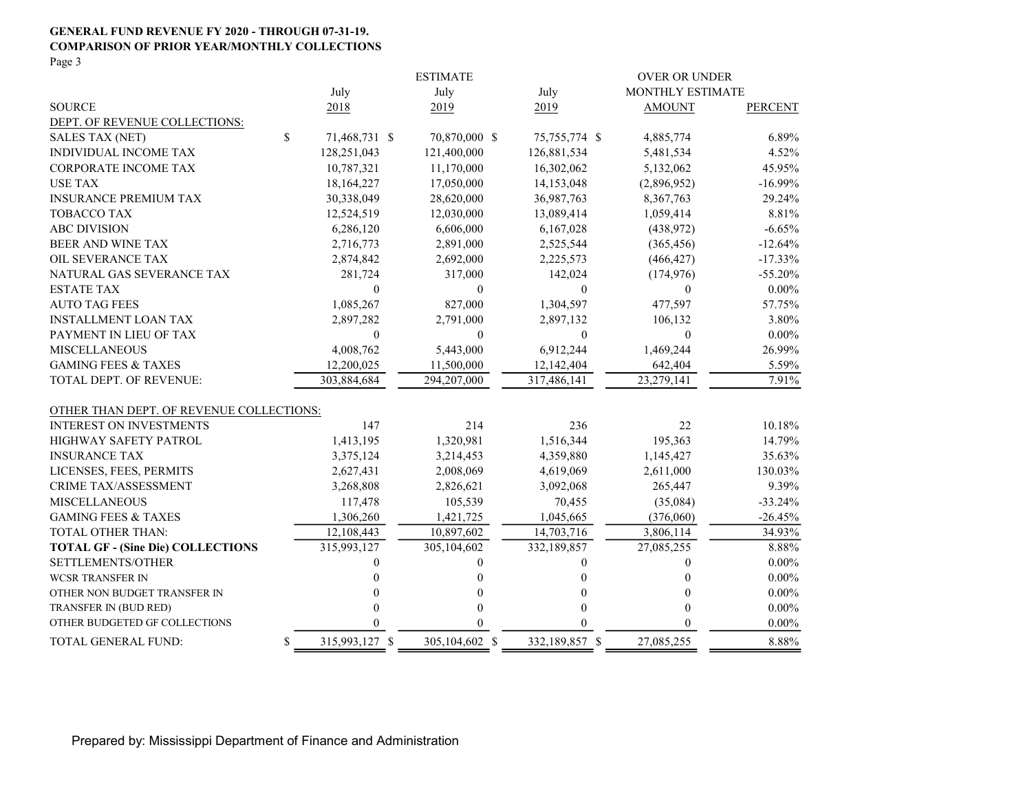**GENERAL FUND REVENUE FY 2020 - THROUGH 07-31-19.**
**COMPARISON OF PRIOR YEAR/MONTHLY COLLECTIONS**
Page 3

| SOURCE | July 2018 | ESTIMATE July 2019 | July 2019 | OVER OR UNDER MONTHLY ESTIMATE AMOUNT | PERCENT |
|---|---|---|---|---|---|
| DEPT. OF REVENUE COLLECTIONS: | | | | | |
| SALES TAX (NET) | $ 71,468,731 | $ 70,870,000 | $ 75,755,774 | $ 4,885,774 | 6.89% |
| INDIVIDUAL INCOME TAX | 128,251,043 | 121,400,000 | 126,881,534 | 5,481,534 | 4.52% |
| CORPORATE INCOME TAX | 10,787,321 | 11,170,000 | 16,302,062 | 5,132,062 | 45.95% |
| USE TAX | 18,164,227 | 17,050,000 | 14,153,048 | (2,896,952) | -16.99% |
| INSURANCE PREMIUM TAX | 30,338,049 | 28,620,000 | 36,987,763 | 8,367,763 | 29.24% |
| TOBACCO TAX | 12,524,519 | 12,030,000 | 13,089,414 | 1,059,414 | 8.81% |
| ABC DIVISION | 6,286,120 | 6,606,000 | 6,167,028 | (438,972) | -6.65% |
| BEER AND WINE TAX | 2,716,773 | 2,891,000 | 2,525,544 | (365,456) | -12.64% |
| OIL SEVERANCE TAX | 2,874,842 | 2,692,000 | 2,225,573 | (466,427) | -17.33% |
| NATURAL GAS SEVERANCE TAX | 281,724 | 317,000 | 142,024 | (174,976) | -55.20% |
| ESTATE TAX | 0 | 0 | 0 | 0 | 0.00% |
| AUTO TAG FEES | 1,085,267 | 827,000 | 1,304,597 | 477,597 | 57.75% |
| INSTALLMENT LOAN TAX | 2,897,282 | 2,791,000 | 2,897,132 | 106,132 | 3.80% |
| PAYMENT IN LIEU OF TAX | 0 | 0 | 0 | 0 | 0.00% |
| MISCELLANEOUS | 4,008,762 | 5,443,000 | 6,912,244 | 1,469,244 | 26.99% |
| GAMING FEES & TAXES | 12,200,025 | 11,500,000 | 12,142,404 | 642,404 | 5.59% |
| TOTAL DEPT. OF REVENUE: | 303,884,684 | 294,207,000 | 317,486,141 | 23,279,141 | 7.91% |
| OTHER THAN DEPT. OF REVENUE COLLECTIONS: | | | | | |
| INTEREST ON INVESTMENTS | 147 | 214 | 236 | 22 | 10.18% |
| HIGHWAY SAFETY PATROL | 1,413,195 | 1,320,981 | 1,516,344 | 195,363 | 14.79% |
| INSURANCE TAX | 3,375,124 | 3,214,453 | 4,359,880 | 1,145,427 | 35.63% |
| LICENSES, FEES, PERMITS | 2,627,431 | 2,008,069 | 4,619,069 | 2,611,000 | 130.03% |
| CRIME TAX/ASSESSMENT | 3,268,808 | 2,826,621 | 3,092,068 | 265,447 | 9.39% |
| MISCELLANEOUS | 117,478 | 105,539 | 70,455 | (35,084) | -33.24% |
| GAMING FEES & TAXES | 1,306,260 | 1,421,725 | 1,045,665 | (376,060) | -26.45% |
| TOTAL OTHER THAN: | 12,108,443 | 10,897,602 | 14,703,716 | 3,806,114 | 34.93% |
| **TOTAL GF - (Sine Die) COLLECTIONS** | 315,993,127 | 305,104,602 | 332,189,857 | 27,085,255 | 8.88% |
| SETTLEMENTS/OTHER | 0 | 0 | 0 | 0 | 0.00% |
| WCSR TRANSFER IN | 0 | 0 | 0 | 0 | 0.00% |
| OTHER NON BUDGET TRANSFER IN | 0 | 0 | 0 | 0 | 0.00% |
| TRANSFER IN (BUD RED) | 0 | 0 | 0 | 0 | 0.00% |
| OTHER BUDGETED GF COLLECTIONS | 0 | 0 | 0 | 0 | 0.00% |
| TOTAL GENERAL FUND: | $ 315,993,127 | $ 305,104,602 | $ 332,189,857 | $ 27,085,255 | 8.88% |

Prepared by: Mississippi Department of Finance and Administration